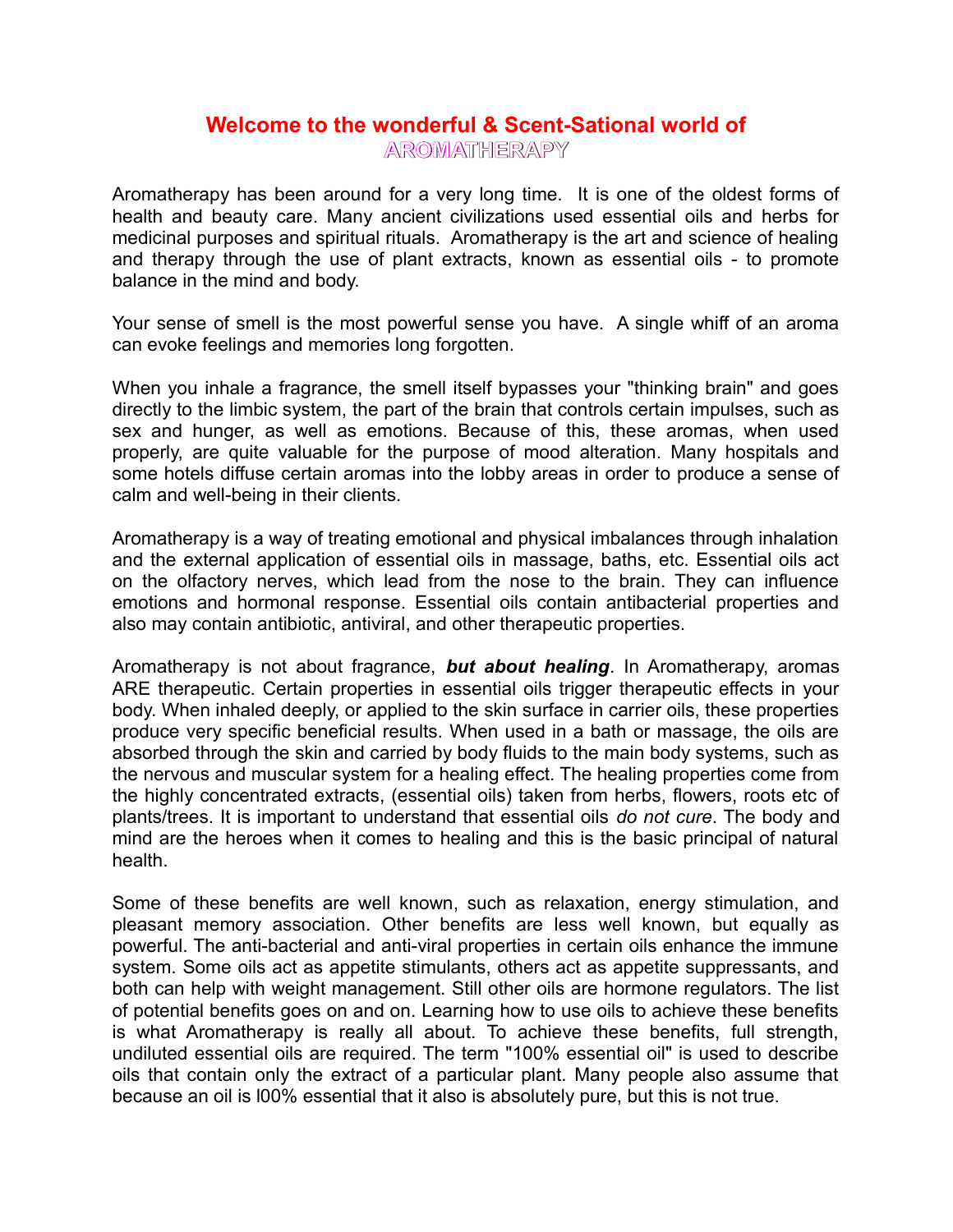# Welcome to the wonderful & Scent-Sational world of
## AROMATHERAPY

Aromatherapy has been around for a very long time. It is one of the oldest forms of health and beauty care. Many ancient civilizations used essential oils and herbs for medicinal purposes and spiritual rituals. Aromatherapy is the art and science of healing and therapy through the use of plant extracts, known as essential oils - to promote balance in the mind and body.

Your sense of smell is the most powerful sense you have. A single whiff of an aroma can evoke feelings and memories long forgotten.

When you inhale a fragrance, the smell itself bypasses your "thinking brain" and goes directly to the limbic system, the part of the brain that controls certain impulses, such as sex and hunger, as well as emotions. Because of this, these aromas, when used properly, are quite valuable for the purpose of mood alteration. Many hospitals and some hotels diffuse certain aromas into the lobby areas in order to produce a sense of calm and well-being in their clients.

Aromatherapy is a way of treating emotional and physical imbalances through inhalation and the external application of essential oils in massage, baths, etc. Essential oils act on the olfactory nerves, which lead from the nose to the brain. They can influence emotions and hormonal response. Essential oils contain antibacterial properties and also may contain antibiotic, antiviral, and other therapeutic properties.

Aromatherapy is not about fragrance, ***but about healing***. In Aromatherapy, aromas ARE therapeutic. Certain properties in essential oils trigger therapeutic effects in your body. When inhaled deeply, or applied to the skin surface in carrier oils, these properties produce very specific beneficial results. When used in a bath or massage, the oils are absorbed through the skin and carried by body fluids to the main body systems, such as the nervous and muscular system for a healing effect. The healing properties come from the highly concentrated extracts, (essential oils) taken from herbs, flowers, roots etc of plants/trees. It is important to understand that essential oils *do not cure*. The body and mind are the heroes when it comes to healing and this is the basic principal of natural health.

Some of these benefits are well known, such as relaxation, energy stimulation, and pleasant memory association. Other benefits are less well known, but equally as powerful. The anti-bacterial and anti-viral properties in certain oils enhance the immune system. Some oils act as appetite stimulants, others act as appetite suppressants, and both can help with weight management. Still other oils are hormone regulators. The list of potential benefits goes on and on. Learning how to use oils to achieve these benefits is what Aromatherapy is really all about. To achieve these benefits, full strength, undiluted essential oils are required. The term "100% essential oil" is used to describe oils that contain only the extract of a particular plant. Many people also assume that because an oil is l00% essential that it also is absolutely pure, but this is not true.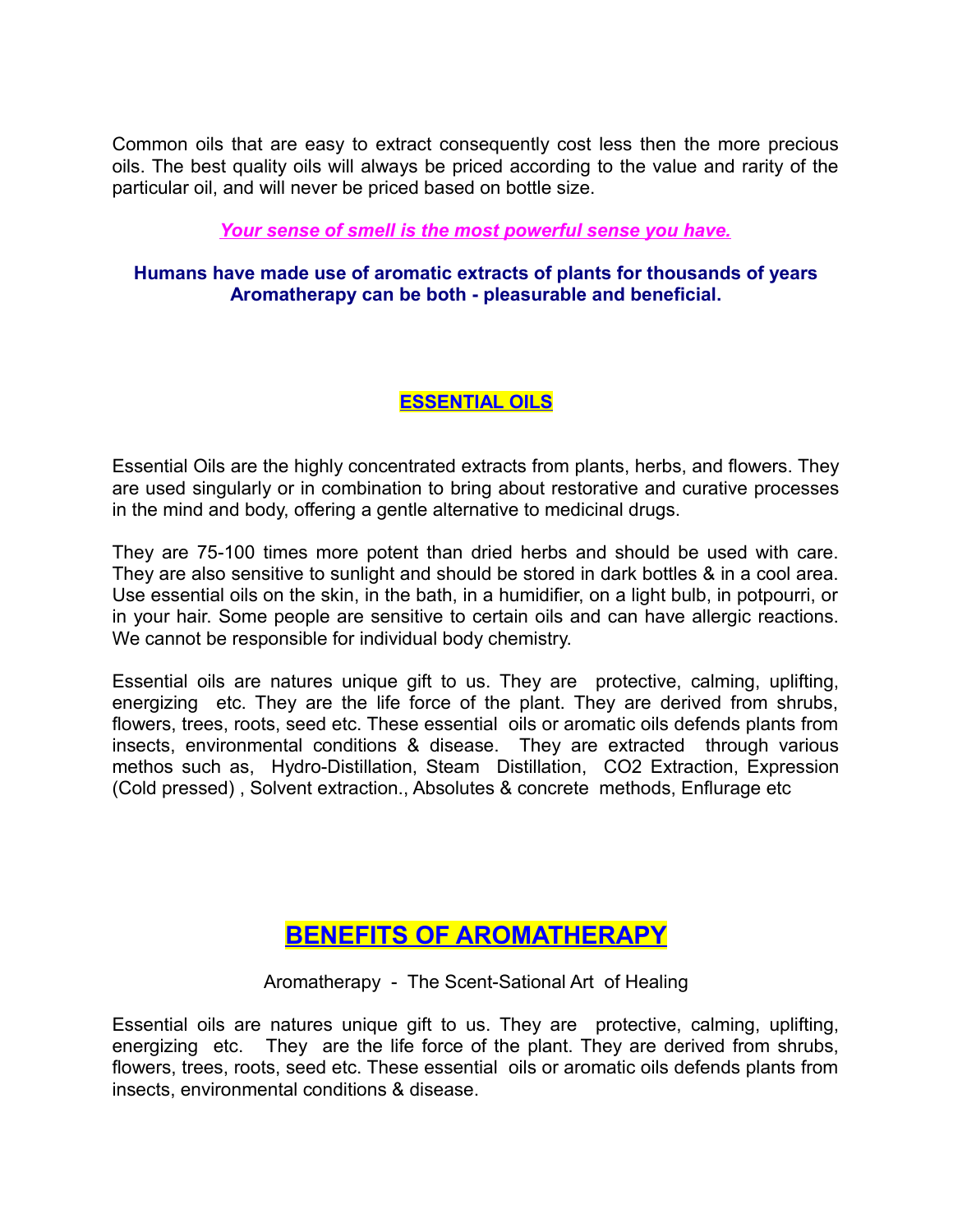Common oils that are easy to extract consequently cost less then the more precious oils. The best quality oils will always be priced according to the value and rarity of the particular oil, and will never be priced based on bottle size.

***Your sense of smell is the most powerful sense you have.***

**Humans have made use of aromatic extracts of plants for thousands of years Aromatherapy can be both - pleasurable and beneficial.**

## ESSENTIAL OILS

Essential Oils are the highly concentrated extracts from plants, herbs, and flowers. They are used singularly or in combination to bring about restorative and curative processes in the mind and body, offering a gentle alternative to medicinal drugs.

They are 75-100 times more potent than dried herbs and should be used with care. They are also sensitive to sunlight and should be stored in dark bottles & in a cool area. Use essential oils on the skin, in the bath, in a humidifier, on a light bulb, in potpourri, or in your hair. Some people are sensitive to certain oils and can have allergic reactions. We cannot be responsible for individual body chemistry.

Essential oils are natures unique gift to us. They are protective, calming, uplifting, energizing etc. They are the life force of the plant. They are derived from shrubs, flowers, trees, roots, seed etc. These essential oils or aromatic oils defends plants from insects, environmental conditions & disease. They are extracted through various methos such as, Hydro-Distillation, Steam Distillation, CO2 Extraction, Expression (Cold pressed) , Solvent extraction., Absolutes & concrete methods, Enflurage etc

# BENEFITS OF AROMATHERAPY

Aromatherapy - The Scent-Sational Art of Healing

Essential oils are natures unique gift to us. They are protective, calming, uplifting, energizing etc. They are the life force of the plant. They are derived from shrubs, flowers, trees, roots, seed etc. These essential oils or aromatic oils defends plants from insects, environmental conditions & disease.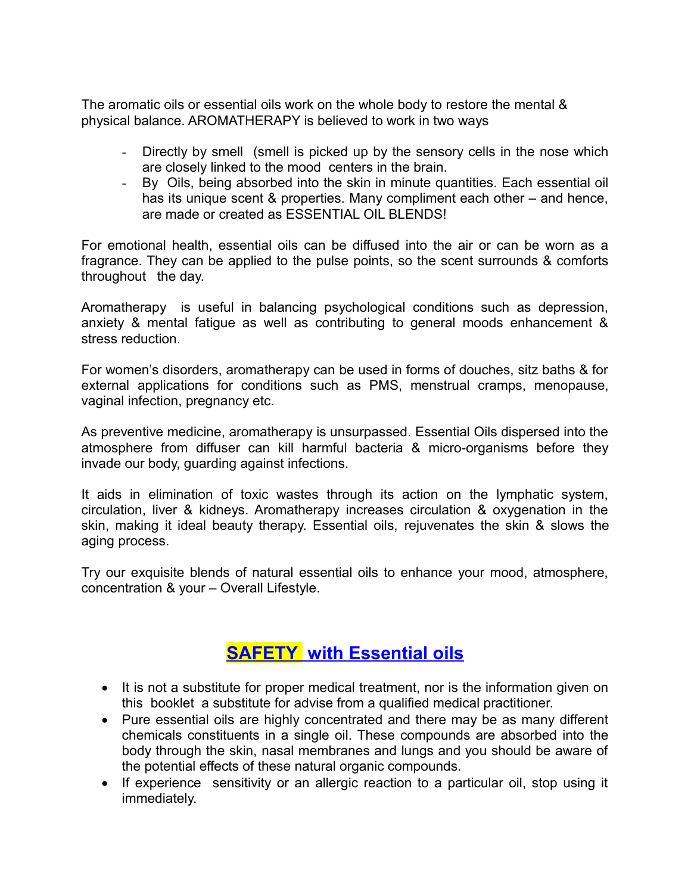The aromatic oils or essential oils work on the whole body to restore the mental & physical balance. AROMATHERAPY is believed to work in two ways

- Directly by smell (smell is picked up by the sensory cells in the nose which are closely linked to the mood centers in the brain.
- By Oils, being absorbed into the skin in minute quantities. Each essential oil has its unique scent & properties. Many compliment each other – and hence, are made or created as ESSENTIAL OIL BLENDS!

For emotional health, essential oils can be diffused into the air or can be worn as a fragrance. They can be applied to the pulse points, so the scent surrounds & comforts throughout the day.

Aromatherapy is useful in balancing psychological conditions such as depression, anxiety & mental fatigue as well as contributing to general moods enhancement & stress reduction.

For women's disorders, aromatherapy can be used in forms of douches, sitz baths & for external applications for conditions such as PMS, menstrual cramps, menopause, vaginal infection, pregnancy etc.

As preventive medicine, aromatherapy is unsurpassed. Essential Oils dispersed into the atmosphere from diffuser can kill harmful bacteria & micro-organisms before they invade our body, guarding against infections.

It aids in elimination of toxic wastes through its action on the lymphatic system, circulation, liver & kidneys. Aromatherapy increases circulation & oxygenation in the skin, making it ideal beauty therapy. Essential oils, rejuvenates the skin & slows the aging process.

Try our exquisite blends of natural essential oils to enhance your mood, atmosphere, concentration & your – Overall Lifestyle.

## SAFETY with Essential oils

- It is not a substitute for proper medical treatment, nor is the information given on this booklet a substitute for advise from a qualified medical practitioner.
- Pure essential oils are highly concentrated and there may be as many different chemicals constituents in a single oil. These compounds are absorbed into the body through the skin, nasal membranes and lungs and you should be aware of the potential effects of these natural organic compounds.
- If experience sensitivity or an allergic reaction to a particular oil, stop using it immediately.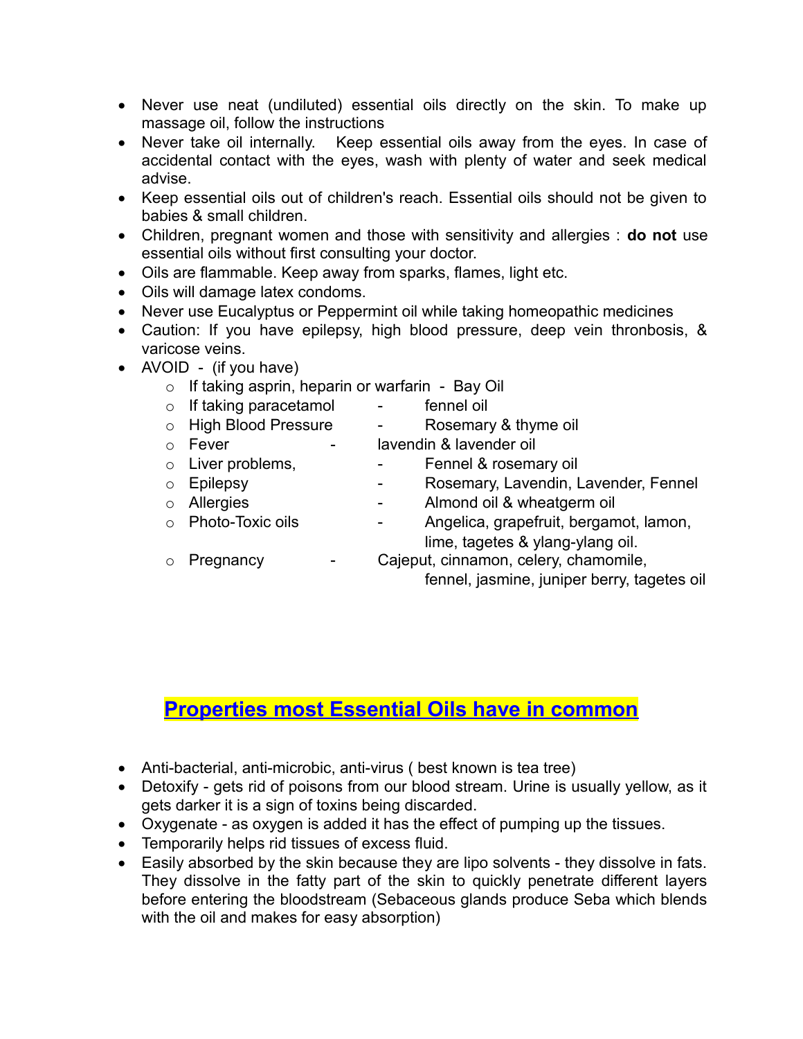- Never use neat (undiluted) essential oils directly on the skin. To make up massage oil, follow the instructions
- Never take oil internally. Keep essential oils away from the eyes. In case of accidental contact with the eyes, wash with plenty of water and seek medical advise.
- Keep essential oils out of children's reach. Essential oils should not be given to babies & small children.
- Children, pregnant women and those with sensitivity and allergies : **do not** use essential oils without first consulting your doctor.
- Oils are flammable. Keep away from sparks, flames, light etc.
- Oils will damage latex condoms.
- Never use Eucalyptus or Peppermint oil while taking homeopathic medicines
- Caution: If you have epilepsy, high blood pressure, deep vein thronbosis, & varicose veins.
- AVOID - (if you have)
    - If taking asprin, heparin or warfarin - Bay Oil
    - If taking paracetamol - fennel oil
    - High Blood Pressure - Rosemary & thyme oil
    - Fever - lavendin & lavender oil
    - Liver problems, - Fennel & rosemary oil
    - Epilepsy - Rosemary, Lavendin, Lavender, Fennel
    - Allergies - Almond oil & wheatgerm oil
    - Photo-Toxic oils - Angelica, grapefruit, bergamot, lamon, lime, tagetes & ylang-ylang oil.
    - Pregnancy - Cajeput, cinnamon, celery, chamomile, fennel, jasmine, juniper berry, tagetes oil

## Properties most Essential Oils have in common

- Anti-bacterial, anti-microbic, anti-virus ( best known is tea tree)
- Detoxify - gets rid of poisons from our blood stream. Urine is usually yellow, as it gets darker it is a sign of toxins being discarded.
- Oxygenate - as oxygen is added it has the effect of pumping up the tissues.
- Temporarily helps rid tissues of excess fluid.
- Easily absorbed by the skin because they are lipo solvents - they dissolve in fats. They dissolve in the fatty part of the skin to quickly penetrate different layers before entering the bloodstream (Sebaceous glands produce Seba which blends with the oil and makes for easy absorption)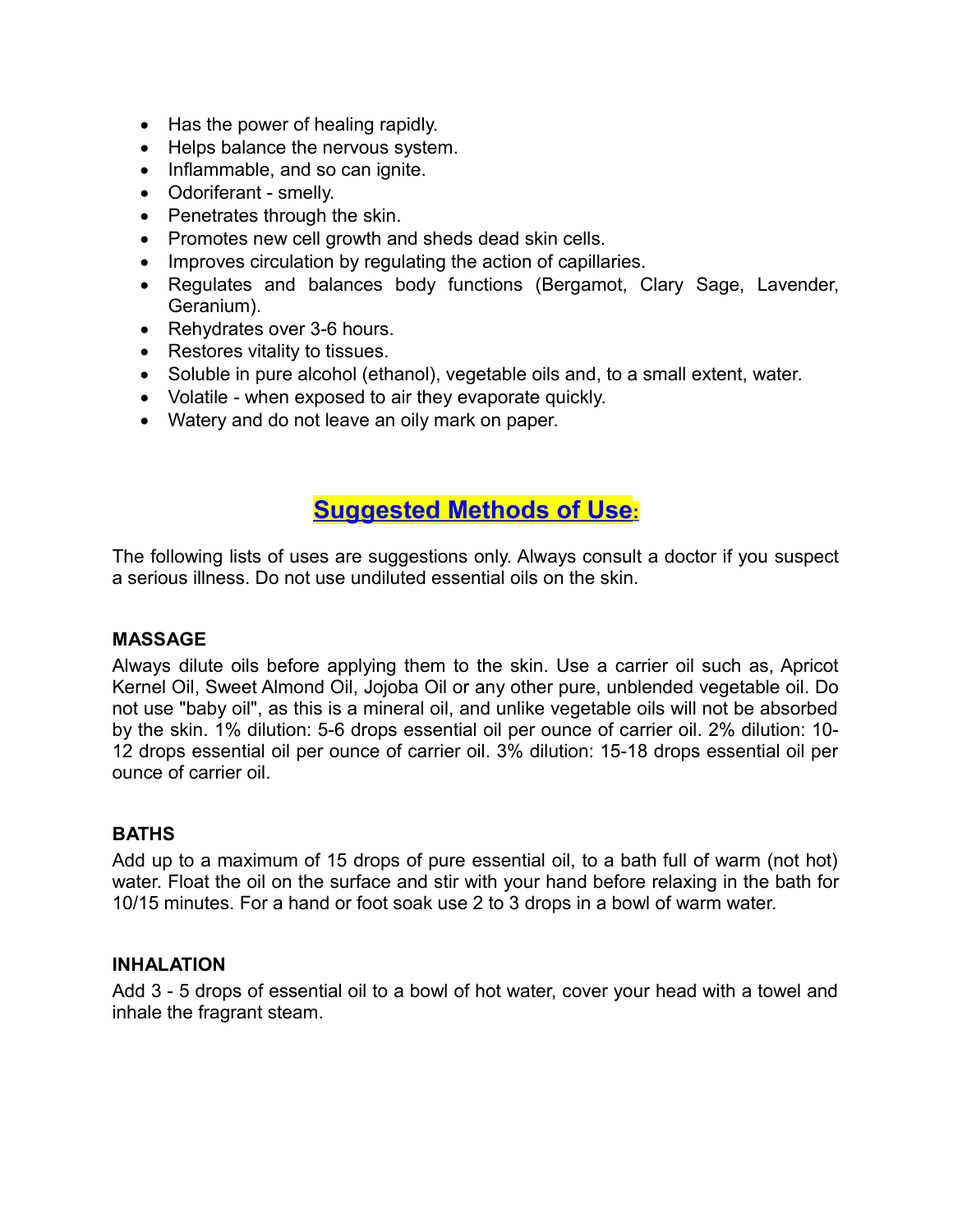- Has the power of healing rapidly.
- Helps balance the nervous system.
- Inflammable, and so can ignite.
- Odoriferant - smelly.
- Penetrates through the skin.
- Promotes new cell growth and sheds dead skin cells.
- Improves circulation by regulating the action of capillaries.
- Regulates and balances body functions (Bergamot, Clary Sage, Lavender, Geranium).
- Rehydrates over 3-6 hours.
- Restores vitality to tissues.
- Soluble in pure alcohol (ethanol), vegetable oils and, to a small extent, water.
- Volatile - when exposed to air they evaporate quickly.
- Watery and do not leave an oily mark on paper.

## Suggested Methods of Use:

The following lists of uses are suggestions only. Always consult a doctor if you suspect a serious illness. Do not use undiluted essential oils on the skin.

**MASSAGE**

Always dilute oils before applying them to the skin. Use a carrier oil such as, Apricot Kernel Oil, Sweet Almond Oil, Jojoba Oil or any other pure, unblended vegetable oil. Do not use "baby oil", as this is a mineral oil, and unlike vegetable oils will not be absorbed by the skin. 1% dilution: 5-6 drops essential oil per ounce of carrier oil. 2% dilution: 10-12 drops essential oil per ounce of carrier oil. 3% dilution: 15-18 drops essential oil per ounce of carrier oil.

**BATHS**

Add up to a maximum of 15 drops of pure essential oil, to a bath full of warm (not hot) water. Float the oil on the surface and stir with your hand before relaxing in the bath for 10/15 minutes. For a hand or foot soak use 2 to 3 drops in a bowl of warm water.

**INHALATION**

Add 3 - 5 drops of essential oil to a bowl of hot water, cover your head with a towel and inhale the fragrant steam.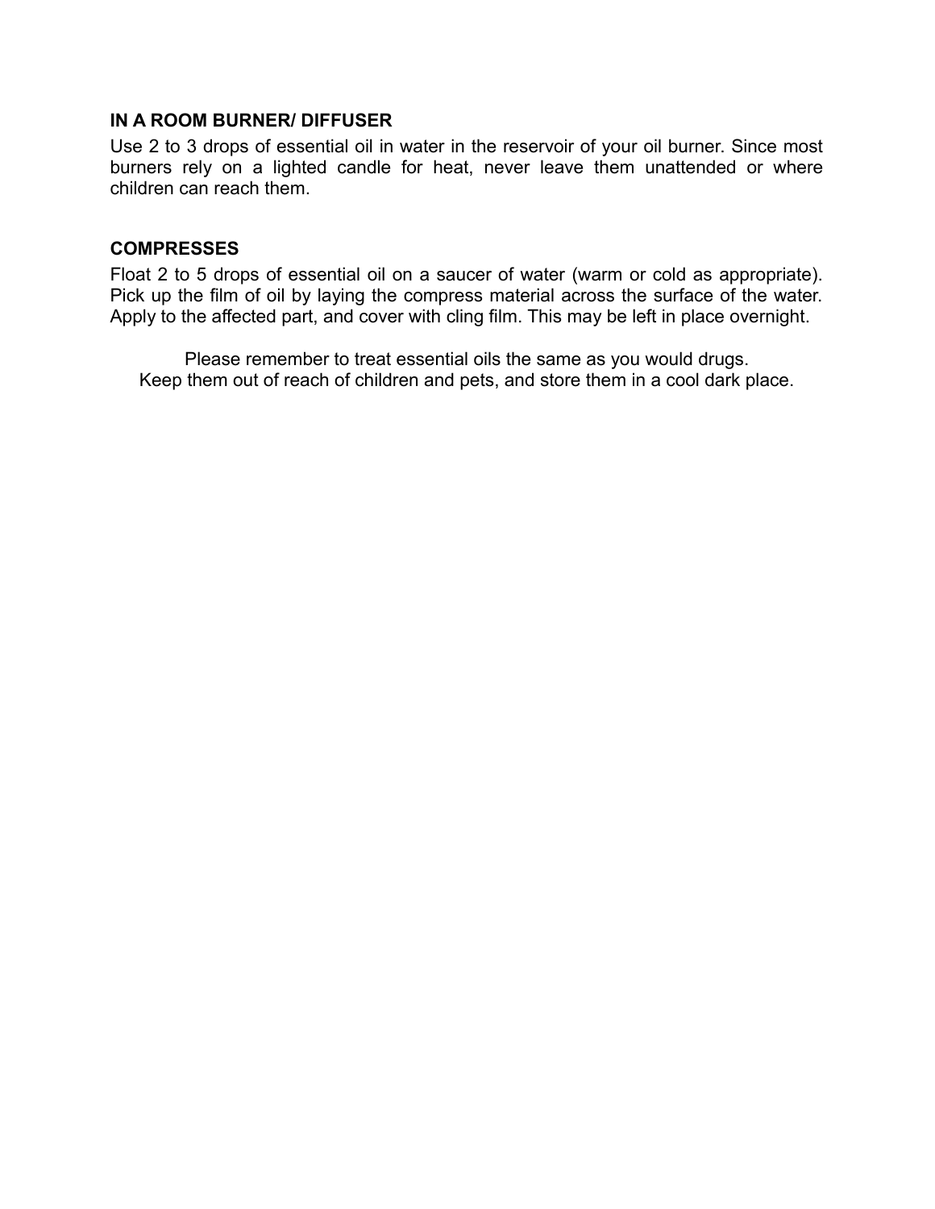### IN A ROOM BURNER/ DIFFUSER

Use 2 to 3 drops of essential oil in water in the reservoir of your oil burner. Since most burners rely on a lighted candle for heat, never leave them unattended or where children can reach them.

### COMPRESSES

Float 2 to 5 drops of essential oil on a saucer of water (warm or cold as appropriate). Pick up the film of oil by laying the compress material across the surface of the water. Apply to the affected part, and cover with cling film. This may be left in place overnight.

Please remember to treat essential oils the same as you would drugs.
Keep them out of reach of children and pets, and store them in a cool dark place.